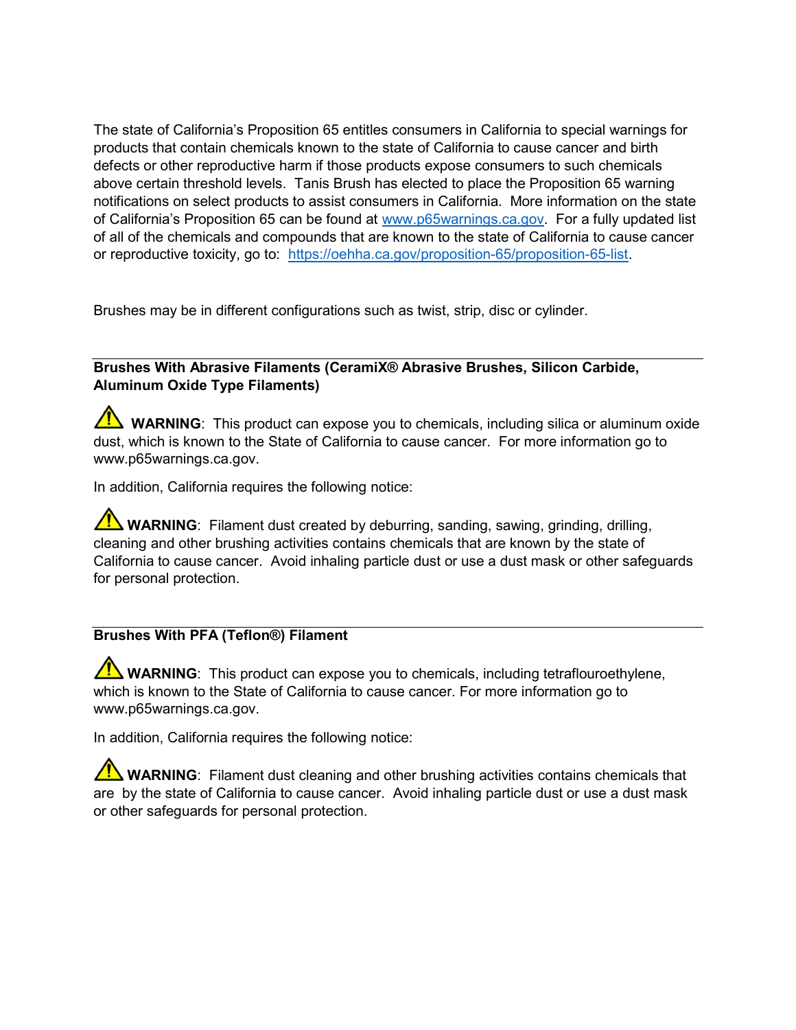The state of California's Proposition 65 entitles consumers in California to special warnings for products that contain chemicals known to the state of California to cause cancer and birth defects or other reproductive harm if those products expose consumers to such chemicals above certain threshold levels. Tanis Brush has elected to place the Proposition 65 warning notifications on select products to assist consumers in California. More information on the state of California's Proposition 65 can be found at [www.p65warnings.ca.gov](http://www.p65warnings.ca.gov). For a fully updated list of all of the chemicals and compounds that are known to the state of California to cause cancer or reproductive toxicity, go to: [https://oehha.ca.gov/proposition-65/proposition-65-list](https://oehha.ca.gov/proposition-65/proposition-65-list).

Brushes may be in different configurations such as twist, strip, disc or cylinder.

---

**Brushes With Abrasive Filaments (CeramiX® Abrasive Brushes, Silicon Carbide, Aluminum Oxide Type Filaments)**

⚠ **WARNING**: This product can expose you to chemicals, including silica or aluminum oxide dust, which is known to the State of California to cause cancer. For more information go to www.p65warnings.ca.gov.

In addition, California requires the following notice:

⚠ **WARNING**: Filament dust created by deburring, sanding, sawing, grinding, drilling, cleaning and other brushing activities contains chemicals that are known by the state of California to cause cancer. Avoid inhaling particle dust or use a dust mask or other safeguards for personal protection.

---

**Brushes With PFA (Teflon®) Filament**

⚠ **WARNING**: This product can expose you to chemicals, including tetraflouroethylene, which is known to the State of California to cause cancer. For more information go to www.p65warnings.ca.gov.

In addition, California requires the following notice:

⚠ **WARNING**: Filament dust cleaning and other brushing activities contains chemicals that are by the state of California to cause cancer. Avoid inhaling particle dust or use a dust mask or other safeguards for personal protection.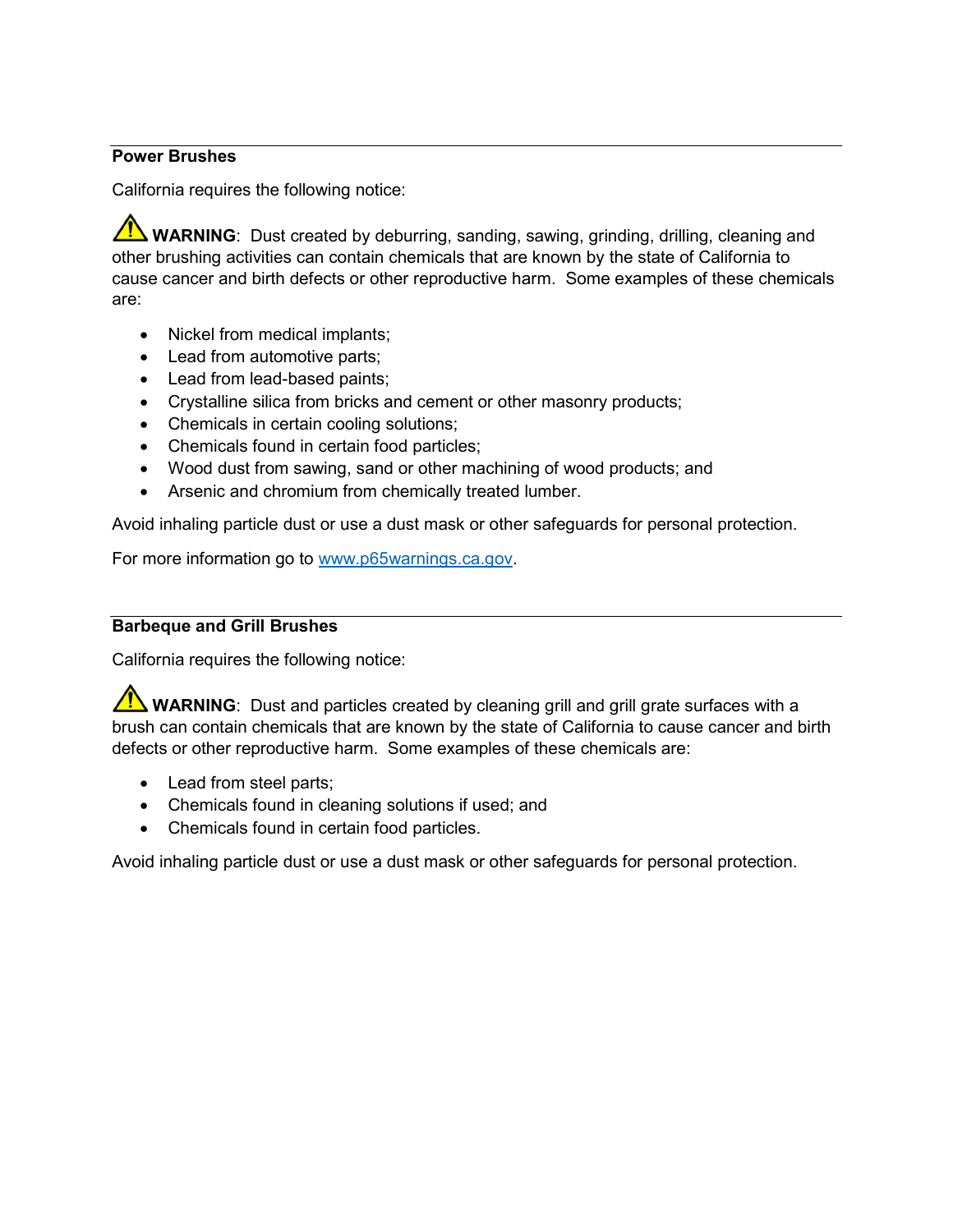---

**Power Brushes**

California requires the following notice:

⚠ **WARNING**: Dust created by deburring, sanding, sawing, grinding, drilling, cleaning and other brushing activities can contain chemicals that are known by the state of California to cause cancer and birth defects or other reproductive harm. Some examples of these chemicals are:

- Nickel from medical implants;
- Lead from automotive parts;
- Lead from lead-based paints;
- Crystalline silica from bricks and cement or other masonry products;
- Chemicals in certain cooling solutions;
- Chemicals found in certain food particles;
- Wood dust from sawing, sand or other machining of wood products; and
- Arsenic and chromium from chemically treated lumber.

Avoid inhaling particle dust or use a dust mask or other safeguards for personal protection.

For more information go to [www.p65warnings.ca.gov](http://www.p65warnings.ca.gov).

---

**Barbeque and Grill Brushes**

California requires the following notice:

⚠ **WARNING**: Dust and particles created by cleaning grill and grill grate surfaces with a brush can contain chemicals that are known by the state of California to cause cancer and birth defects or other reproductive harm. Some examples of these chemicals are:

- Lead from steel parts;
- Chemicals found in cleaning solutions if used; and
- Chemicals found in certain food particles.

Avoid inhaling particle dust or use a dust mask or other safeguards for personal protection.